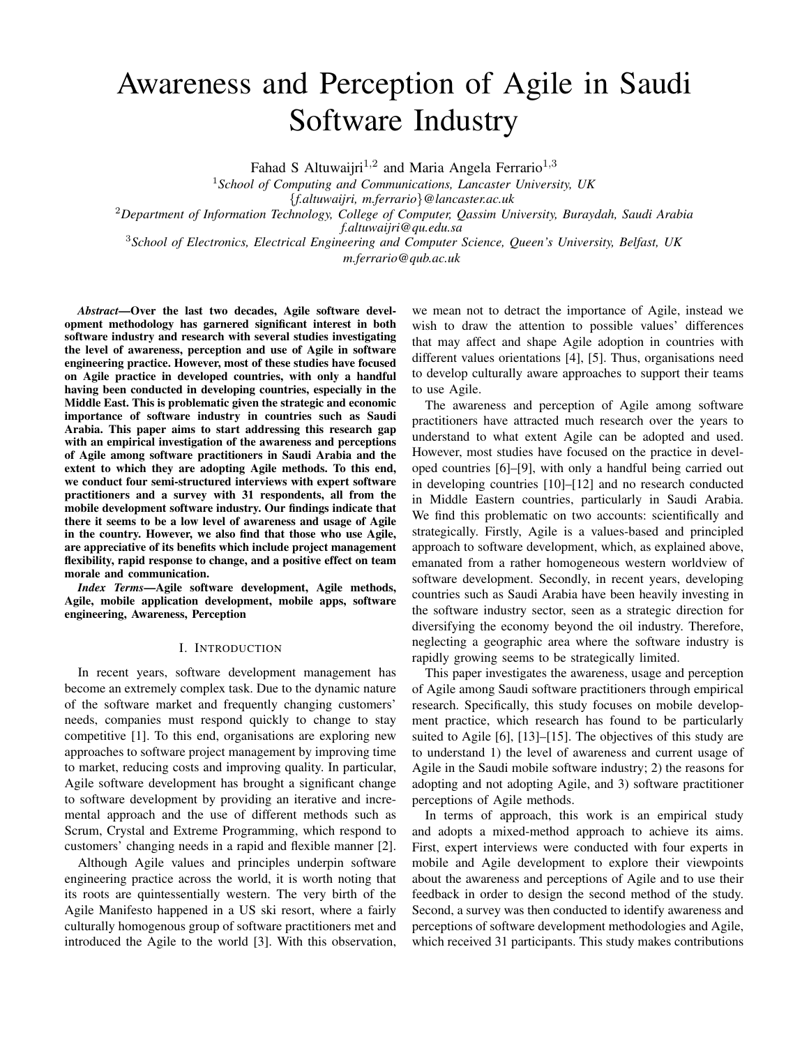# Awareness and Perception of Agile in Saudi Software Industry

Fahad S Altuwaijri[1,2] and Maria Angela Ferrario[1,3]

[1]*School of Computing and Communications, Lancaster University, UK*
{*f.altuwaijri, m.ferrario*}*@lancaster.ac.uk*

[2]*Department of Information Technology, College of Computer, Qassim University, Buraydah, Saudi Arabia*
*f.altuwaijri@qu.edu.sa*

[3]*School of Electronics, Electrical Engineering and Computer Science, Queen's University, Belfast, UK*
*m.ferrario@qub.ac.uk*

***Abstract*—Over the last two decades, Agile software development methodology has garnered significant interest in both software industry and research with several studies investigating the level of awareness, perception and use of Agile in software engineering practice. However, most of these studies have focused on Agile practice in developed countries, with only a handful having been conducted in developing countries, especially in the Middle East. This is problematic given the strategic and economic importance of software industry in countries such as Saudi Arabia. This paper aims to start addressing this research gap with an empirical investigation of the awareness and perceptions of Agile among software practitioners in Saudi Arabia and the extent to which they are adopting Agile methods. To this end, we conduct four semi-structured interviews with expert software practitioners and a survey with 31 respondents, all from the mobile development software industry. Our findings indicate that there it seems to be a low level of awareness and usage of Agile in the country. However, we also find that those who use Agile, are appreciative of its benefits which include project management flexibility, rapid response to change, and a positive effect on team morale and communication.**

***Index Terms*—Agile software development, Agile methods, Agile, mobile application development, mobile apps, software engineering, Awareness, Perception**

## I. Introduction

In recent years, software development management has become an extremely complex task. Due to the dynamic nature of the software market and frequently changing customers' needs, companies must respond quickly to change to stay competitive [1]. To this end, organisations are exploring new approaches to software project management by improving time to market, reducing costs and improving quality. In particular, Agile software development has brought a significant change to software development by providing an iterative and incremental approach and the use of different methods such as Scrum, Crystal and Extreme Programming, which respond to customers' changing needs in a rapid and flexible manner [2].

Although Agile values and principles underpin software engineering practice across the world, it is worth noting that its roots are quintessentially western. The very birth of the Agile Manifesto happened in a US ski resort, where a fairly culturally homogenous group of software practitioners met and introduced the Agile to the world [3]. With this observation, we mean not to detract the importance of Agile, instead we wish to draw the attention to possible values' differences that may affect and shape Agile adoption in countries with different values orientations [4], [5]. Thus, organisations need to develop culturally aware approaches to support their teams to use Agile.

The awareness and perception of Agile among software practitioners have attracted much research over the years to understand to what extent Agile can be adopted and used. However, most studies have focused on the practice in developed countries [6]–[9], with only a handful being carried out in developing countries [10]–[12] and no research conducted in Middle Eastern countries, particularly in Saudi Arabia. We find this problematic on two accounts: scientifically and strategically. Firstly, Agile is a values-based and principled approach to software development, which, as explained above, emanated from a rather homogeneous western worldview of software development. Secondly, in recent years, developing countries such as Saudi Arabia have been heavily investing in the software industry sector, seen as a strategic direction for diversifying the economy beyond the oil industry. Therefore, neglecting a geographic area where the software industry is rapidly growing seems to be strategically limited.

This paper investigates the awareness, usage and perception of Agile among Saudi software practitioners through empirical research. Specifically, this study focuses on mobile development practice, which research has found to be particularly suited to Agile [6], [13]–[15]. The objectives of this study are to understand 1) the level of awareness and current usage of Agile in the Saudi mobile software industry; 2) the reasons for adopting and not adopting Agile, and 3) software practitioner perceptions of Agile methods.

In terms of approach, this work is an empirical study and adopts a mixed-method approach to achieve its aims. First, expert interviews were conducted with four experts in mobile and Agile development to explore their viewpoints about the awareness and perceptions of Agile and to use their feedback in order to design the second method of the study. Second, a survey was then conducted to identify awareness and perceptions of software development methodologies and Agile, which received 31 participants. This study makes contributions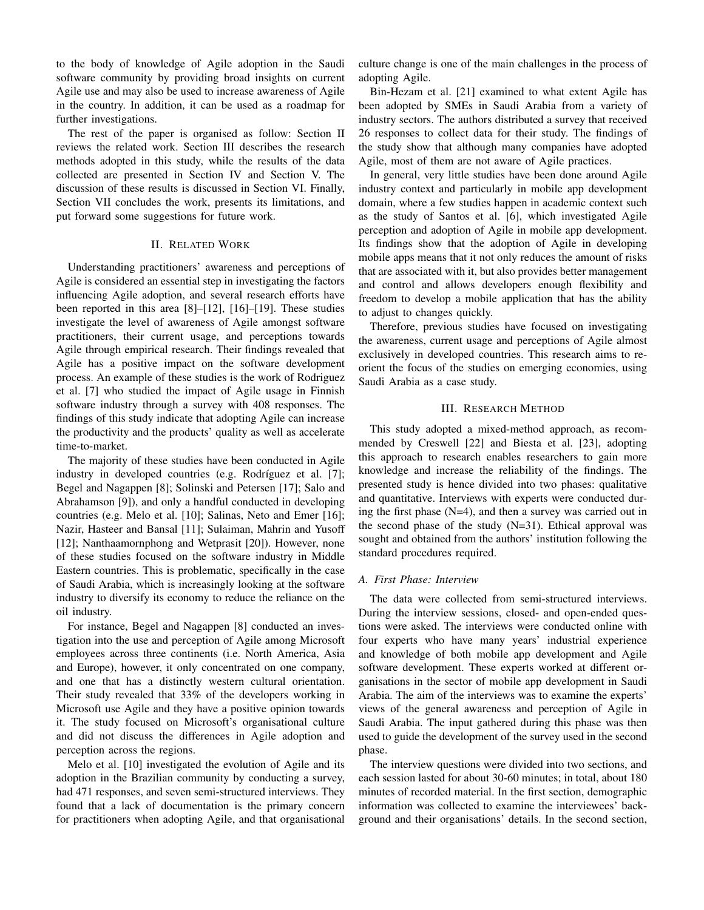to the body of knowledge of Agile adoption in the Saudi software community by providing broad insights on current Agile use and may also be used to increase awareness of Agile in the country. In addition, it can be used as a roadmap for further investigations.

The rest of the paper is organised as follow: Section II reviews the related work. Section III describes the research methods adopted in this study, while the results of the data collected are presented in Section IV and Section V. The discussion of these results is discussed in Section VI. Finally, Section VII concludes the work, presents its limitations, and put forward some suggestions for future work.

## II. Related Work

Understanding practitioners' awareness and perceptions of Agile is considered an essential step in investigating the factors influencing Agile adoption, and several research efforts have been reported in this area [8]–[12], [16]–[19]. These studies investigate the level of awareness of Agile amongst software practitioners, their current usage, and perceptions towards Agile through empirical research. Their findings revealed that Agile has a positive impact on the software development process. An example of these studies is the work of Rodriguez et al. [7] who studied the impact of Agile usage in Finnish software industry through a survey with 408 responses. The findings of this study indicate that adopting Agile can increase the productivity and the products' quality as well as accelerate time-to-market.

The majority of these studies have been conducted in Agile industry in developed countries (e.g. Rodríguez et al. [7]; Begel and Nagappen [8]; Solinski and Petersen [17]; Salo and Abrahamson [9]), and only a handful conducted in developing countries (e.g. Melo et al. [10]; Salinas, Neto and Emer [16]; Nazir, Hasteer and Bansal [11]; Sulaiman, Mahrin and Yusoff [12]; Nanthaamornphong and Wetprasit [20]). However, none of these studies focused on the software industry in Middle Eastern countries. This is problematic, specifically in the case of Saudi Arabia, which is increasingly looking at the software industry to diversify its economy to reduce the reliance on the oil industry.

For instance, Begel and Nagappen [8] conducted an investigation into the use and perception of Agile among Microsoft employees across three continents (i.e. North America, Asia and Europe), however, it only concentrated on one company, and one that has a distinctly western cultural orientation. Their study revealed that 33% of the developers working in Microsoft use Agile and they have a positive opinion towards it. The study focused on Microsoft's organisational culture and did not discuss the differences in Agile adoption and perception across the regions.

Melo et al. [10] investigated the evolution of Agile and its adoption in the Brazilian community by conducting a survey, had 471 responses, and seven semi-structured interviews. They found that a lack of documentation is the primary concern for practitioners when adopting Agile, and that organisational culture change is one of the main challenges in the process of adopting Agile.

Bin-Hezam et al. [21] examined to what extent Agile has been adopted by SMEs in Saudi Arabia from a variety of industry sectors. The authors distributed a survey that received 26 responses to collect data for their study. The findings of the study show that although many companies have adopted Agile, most of them are not aware of Agile practices.

In general, very little studies have been done around Agile industry context and particularly in mobile app development domain, where a few studies happen in academic context such as the study of Santos et al. [6], which investigated Agile perception and adoption of Agile in mobile app development. Its findings show that the adoption of Agile in developing mobile apps means that it not only reduces the amount of risks that are associated with it, but also provides better management and control and allows developers enough flexibility and freedom to develop a mobile application that has the ability to adjust to changes quickly.

Therefore, previous studies have focused on investigating the awareness, current usage and perceptions of Agile almost exclusively in developed countries. This research aims to re-orient the focus of the studies on emerging economies, using Saudi Arabia as a case study.

## III. Research Method

This study adopted a mixed-method approach, as recommended by Creswell [22] and Biesta et al. [23], adopting this approach to research enables researchers to gain more knowledge and increase the reliability of the findings. The presented study is hence divided into two phases: qualitative and quantitative. Interviews with experts were conducted during the first phase (N=4), and then a survey was carried out in the second phase of the study (N=31). Ethical approval was sought and obtained from the authors' institution following the standard procedures required.

### A. First Phase: Interview

The data were collected from semi-structured interviews. During the interview sessions, closed- and open-ended questions were asked. The interviews were conducted online with four experts who have many years' industrial experience and knowledge of both mobile app development and Agile software development. These experts worked at different organisations in the sector of mobile app development in Saudi Arabia. The aim of the interviews was to examine the experts' views of the general awareness and perception of Agile in Saudi Arabia. The input gathered during this phase was then used to guide the development of the survey used in the second phase.

The interview questions were divided into two sections, and each session lasted for about 30-60 minutes; in total, about 180 minutes of recorded material. In the first section, demographic information was collected to examine the interviewees' background and their organisations' details. In the second section,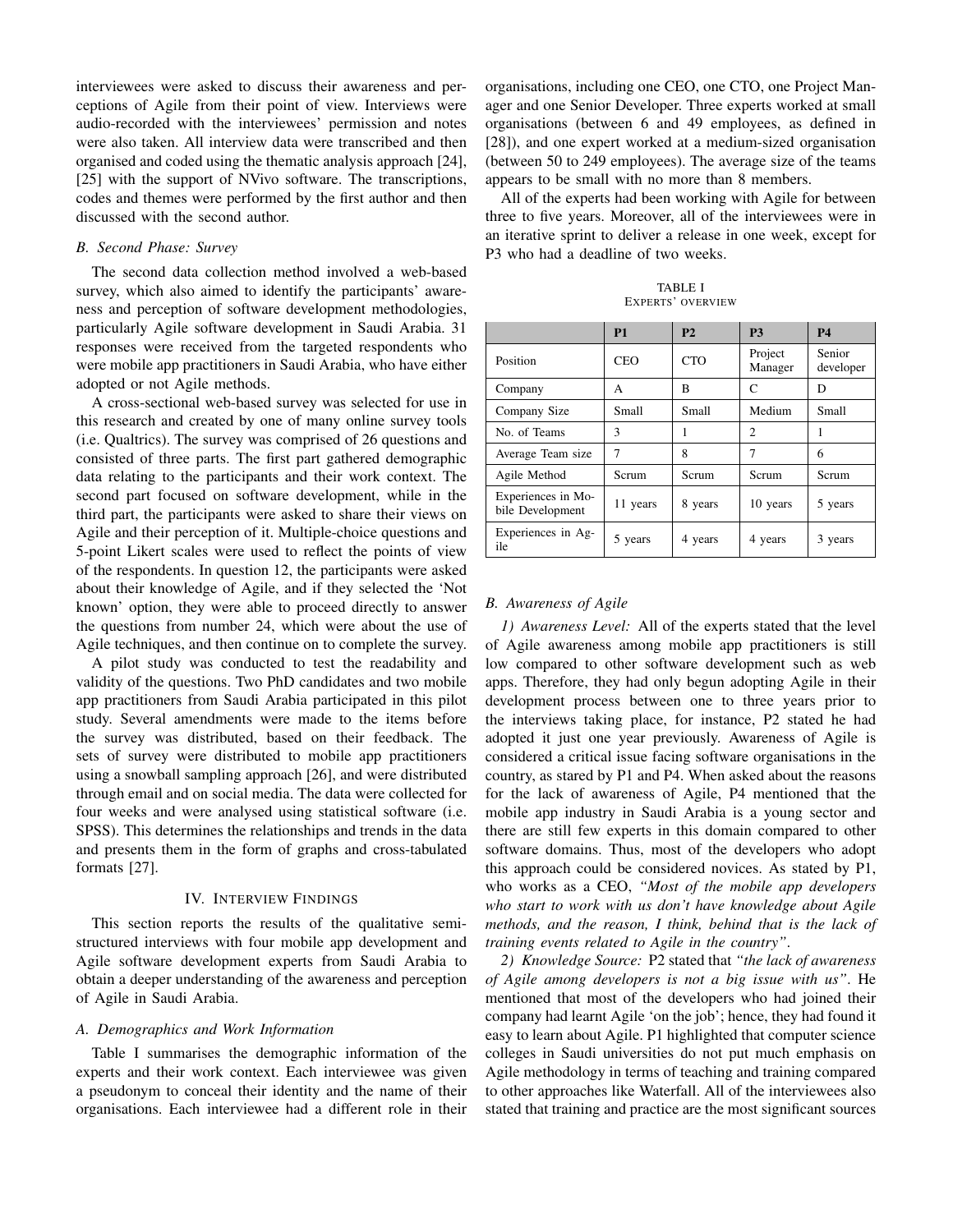interviewees were asked to discuss their awareness and perceptions of Agile from their point of view. Interviews were audio-recorded with the interviewees' permission and notes were also taken. All interview data were transcribed and then organised and coded using the thematic analysis approach [24], [25] with the support of NVivo software. The transcriptions, codes and themes were performed by the first author and then discussed with the second author.

### B. Second Phase: Survey

The second data collection method involved a web-based survey, which also aimed to identify the participants' awareness and perception of software development methodologies, particularly Agile software development in Saudi Arabia. 31 responses were received from the targeted respondents who were mobile app practitioners in Saudi Arabia, who have either adopted or not Agile methods.

A cross-sectional web-based survey was selected for use in this research and created by one of many online survey tools (i.e. Qualtrics). The survey was comprised of 26 questions and consisted of three parts. The first part gathered demographic data relating to the participants and their work context. The second part focused on software development, while in the third part, the participants were asked to share their views on Agile and their perception of it. Multiple-choice questions and 5-point Likert scales were used to reflect the points of view of the respondents. In question 12, the participants were asked about their knowledge of Agile, and if they selected the 'Not known' option, they were able to proceed directly to answer the questions from number 24, which were about the use of Agile techniques, and then continue on to complete the survey.

A pilot study was conducted to test the readability and validity of the questions. Two PhD candidates and two mobile app practitioners from Saudi Arabia participated in this pilot study. Several amendments were made to the items before the survey was distributed, based on their feedback. The sets of survey were distributed to mobile app practitioners using a snowball sampling approach [26], and were distributed through email and on social media. The data were collected for four weeks and were analysed using statistical software (i.e. SPSS). This determines the relationships and trends in the data and presents them in the form of graphs and cross-tabulated formats [27].

## IV. Interview Findings

This section reports the results of the qualitative semi-structured interviews with four mobile app development and Agile software development experts from Saudi Arabia to obtain a deeper understanding of the awareness and perception of Agile in Saudi Arabia.

### A. Demographics and Work Information

Table I summarises the demographic information of the experts and their work context. Each interviewee was given a pseudonym to conceal their identity and the name of their organisations. Each interviewee had a different role in their organisations, including one CEO, one CTO, one Project Manager and one Senior Developer. Three experts worked at small organisations (between 6 and 49 employees, as defined in [28]), and one expert worked at a medium-sized organisation (between 50 to 249 employees). The average size of the teams appears to be small with no more than 8 members.

All of the experts had been working with Agile for between three to five years. Moreover, all of the interviewees were in an iterative sprint to deliver a release in one week, except for P3 who had a deadline of two weeks.

TABLE I
Experts' overview

| | P1 | P2 | P3 | P4 |
|---|---|---|---|---|
| Position | CEO | CTO | Project Manager | Senior developer |
| Company | A | B | C | D |
| Company Size | Small | Small | Medium | Small |
| No. of Teams | 3 | 1 | 2 | 1 |
| Average Team size | 7 | 8 | 7 | 6 |
| Agile Method | Scrum | Scrum | Scrum | Scrum |
| Experiences in Mobile Development | 11 years | 8 years | 10 years | 5 years |
| Experiences in Agile | 5 years | 4 years | 4 years | 3 years |

### B. Awareness of Agile

*1) Awareness Level:* All of the experts stated that the level of Agile awareness among mobile app practitioners is still low compared to other software development such as web apps. Therefore, they had only begun adopting Agile in their development process between one to three years prior to the interviews taking place, for instance, P2 stated he had adopted it just one year previously. Awareness of Agile is considered a critical issue facing software organisations in the country, as stared by P1 and P4. When asked about the reasons for the lack of awareness of Agile, P4 mentioned that the mobile app industry in Saudi Arabia is a young sector and there are still few experts in this domain compared to other software domains. Thus, most of the developers who adopt this approach could be considered novices. As stated by P1, who works as a CEO, *"Most of the mobile app developers who start to work with us don't have knowledge about Agile methods, and the reason, I think, behind that is the lack of training events related to Agile in the country"*.

*2) Knowledge Source:* P2 stated that *"the lack of awareness of Agile among developers is not a big issue with us"*. He mentioned that most of the developers who had joined their company had learnt Agile 'on the job'; hence, they had found it easy to learn about Agile. P1 highlighted that computer science colleges in Saudi universities do not put much emphasis on Agile methodology in terms of teaching and training compared to other approaches like Waterfall. All of the interviewees also stated that training and practice are the most significant sources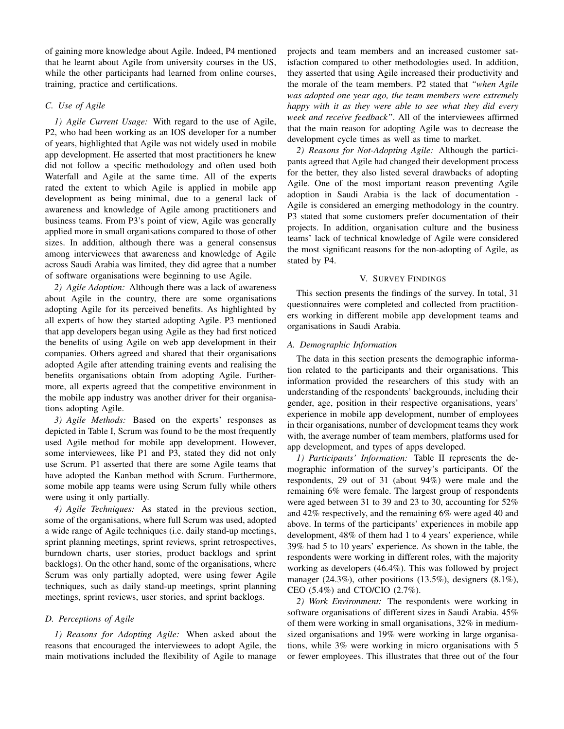of gaining more knowledge about Agile. Indeed, P4 mentioned that he learnt about Agile from university courses in the US, while the other participants had learned from online courses, training, practice and certifications.

### C. Use of Agile

*1) Agile Current Usage:* With regard to the use of Agile, P2, who had been working as an IOS developer for a number of years, highlighted that Agile was not widely used in mobile app development. He asserted that most practitioners he knew did not follow a specific methodology and often used both Waterfall and Agile at the same time. All of the experts rated the extent to which Agile is applied in mobile app development as being minimal, due to a general lack of awareness and knowledge of Agile among practitioners and business teams. From P3's point of view, Agile was generally applied more in small organisations compared to those of other sizes. In addition, although there was a general consensus among interviewees that awareness and knowledge of Agile across Saudi Arabia was limited, they did agree that a number of software organisations were beginning to use Agile.

*2) Agile Adoption:* Although there was a lack of awareness about Agile in the country, there are some organisations adopting Agile for its perceived benefits. As highlighted by all experts of how they started adopting Agile. P3 mentioned that app developers began using Agile as they had first noticed the benefits of using Agile on web app development in their companies. Others agreed and shared that their organisations adopted Agile after attending training events and realising the benefits organisations obtain from adopting Agile. Furthermore, all experts agreed that the competitive environment in the mobile app industry was another driver for their organisations adopting Agile.

*3) Agile Methods:* Based on the experts' responses as depicted in Table I, Scrum was found to be the most frequently used Agile method for mobile app development. However, some interviewees, like P1 and P3, stated they did not only use Scrum. P1 asserted that there are some Agile teams that have adopted the Kanban method with Scrum. Furthermore, some mobile app teams were using Scrum fully while others were using it only partially.

*4) Agile Techniques:* As stated in the previous section, some of the organisations, where full Scrum was used, adopted a wide range of Agile techniques (i.e. daily stand-up meetings, sprint planning meetings, sprint reviews, sprint retrospectives, burndown charts, user stories, product backlogs and sprint backlogs). On the other hand, some of the organisations, where Scrum was only partially adopted, were using fewer Agile techniques, such as daily stand-up meetings, sprint planning meetings, sprint reviews, user stories, and sprint backlogs.

### D. Perceptions of Agile

*1) Reasons for Adopting Agile:* When asked about the reasons that encouraged the interviewees to adopt Agile, the main motivations included the flexibility of Agile to manage projects and team members and an increased customer satisfaction compared to other methodologies used. In addition, they asserted that using Agile increased their productivity and the morale of the team members. P2 stated that *"when Agile was adopted one year ago, the team members were extremely happy with it as they were able to see what they did every week and receive feedback"*. All of the interviewees affirmed that the main reason for adopting Agile was to decrease the development cycle times as well as time to market.

*2) Reasons for Not-Adopting Agile:* Although the participants agreed that Agile had changed their development process for the better, they also listed several drawbacks of adopting Agile. One of the most important reason preventing Agile adoption in Saudi Arabia is the lack of documentation - Agile is considered an emerging methodology in the country. P3 stated that some customers prefer documentation of their projects. In addition, organisation culture and the business teams' lack of technical knowledge of Agile were considered the most significant reasons for the non-adopting of Agile, as stated by P4.

## V. Survey Findings

This section presents the findings of the survey. In total, 31 questionnaires were completed and collected from practitioners working in different mobile app development teams and organisations in Saudi Arabia.

### A. Demographic Information

The data in this section presents the demographic information related to the participants and their organisations. This information provided the researchers of this study with an understanding of the respondents' backgrounds, including their gender, age, position in their respective organisations, years' experience in mobile app development, number of employees in their organisations, number of development teams they work with, the average number of team members, platforms used for app development, and types of apps developed.

*1) Participants' Information:* Table II represents the demographic information of the survey's participants. Of the respondents, 29 out of 31 (about 94%) were male and the remaining 6% were female. The largest group of respondents were aged between 31 to 39 and 23 to 30, accounting for 52% and 42% respectively, and the remaining 6% were aged 40 and above. In terms of the participants' experiences in mobile app development, 48% of them had 1 to 4 years' experience, while 39% had 5 to 10 years' experience. As shown in the table, the respondents were working in different roles, with the majority working as developers (46.4%). This was followed by project manager (24.3%), other positions (13.5%), designers (8.1%), CEO (5.4%) and CTO/CIO (2.7%).

*2) Work Environment:* The respondents were working in software organisations of different sizes in Saudi Arabia. 45% of them were working in small organisations, 32% in medium-sized organisations and 19% were working in large organisations, while 3% were working in micro organisations with 5 or fewer employees. This illustrates that three out of the four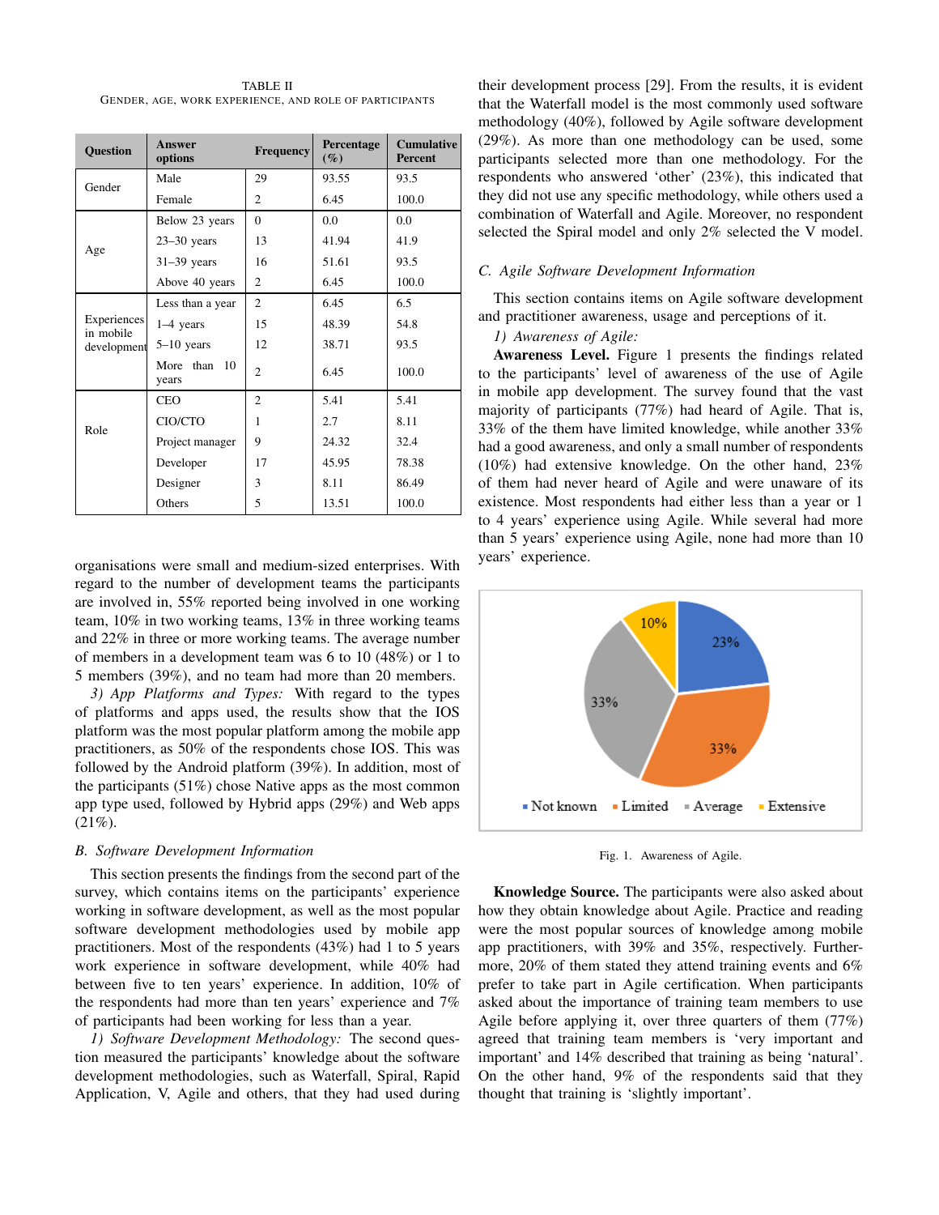TABLE II

GENDER, AGE, WORK EXPERIENCE, AND ROLE OF PARTICIPANTS

| Question | Answer options | Frequency | Percentage (%) | Cumulative Percent |
|---|---|---|---|---|
| Gender | Male | 29 | 93.55 | 93.5 |
| | Female | 2 | 6.45 | 100.0 |
| Age | Below 23 years | 0 | 0.0 | 0.0 |
| | 23–30 years | 13 | 41.94 | 41.9 |
| | 31–39 years | 16 | 51.61 | 93.5 |
| | Above 40 years | 2 | 6.45 | 100.0 |
| Experiences in mobile development | Less than a year | 2 | 6.45 | 6.5 |
| | 1–4 years | 15 | 48.39 | 54.8 |
| | 5–10 years | 12 | 38.71 | 93.5 |
| | More than 10 years | 2 | 6.45 | 100.0 |
| Role | CEO | 2 | 5.41 | 5.41 |
| | CIO/CTO | 1 | 2.7 | 8.11 |
| | Project manager | 9 | 24.32 | 32.4 |
| | Developer | 17 | 45.95 | 78.38 |
| | Designer | 3 | 8.11 | 86.49 |
| | Others | 5 | 13.51 | 100.0 |

organisations were small and medium-sized enterprises. With regard to the number of development teams the participants are involved in, 55% reported being involved in one working team, 10% in two working teams, 13% in three working teams and 22% in three or more working teams. The average number of members in a development team was 6 to 10 (48%) or 1 to 5 members (39%), and no team had more than 20 members.

*3) App Platforms and Types:* With regard to the types of platforms and apps used, the results show that the IOS platform was the most popular platform among the mobile app practitioners, as 50% of the respondents chose IOS. This was followed by the Android platform (39%). In addition, most of the participants (51%) chose Native apps as the most common app type used, followed by Hybrid apps (29%) and Web apps (21%).

### *B. Software Development Information*

This section presents the findings from the second part of the survey, which contains items on the participants' experience working in software development, as well as the most popular software development methodologies used by mobile app practitioners. Most of the respondents (43%) had 1 to 5 years work experience in software development, while 40% had between five to ten years' experience. In addition, 10% of the respondents had more than ten years' experience and 7% of participants had been working for less than a year.

*1) Software Development Methodology:* The second question measured the participants' knowledge about the software development methodologies, such as Waterfall, Spiral, Rapid Application, V, Agile and others, that they had used during their development process [29]. From the results, it is evident that the Waterfall model is the most commonly used software methodology (40%), followed by Agile software development (29%). As more than one methodology can be used, some participants selected more than one methodology. For the respondents who answered 'other' (23%), this indicated that they did not use any specific methodology, while others used a combination of Waterfall and Agile. Moreover, no respondent selected the Spiral model and only 2% selected the V model.

### *C. Agile Software Development Information*

This section contains items on Agile software development and practitioner awareness, usage and perceptions of it.

*1) Awareness of Agile:*

**Awareness Level.** Figure 1 presents the findings related to the participants' level of awareness of the use of Agile in mobile app development. The survey found that the vast majority of participants (77%) had heard of Agile. That is, 33% of the them have limited knowledge, while another 33% had a good awareness, and only a small number of respondents (10%) had extensive knowledge. On the other hand, 23% of them had never heard of Agile and were unaware of its existence. Most respondents had either less than a year or 1 to 4 years' experience using Agile. While several had more than 5 years' experience using Agile, none had more than 10 years' experience.

Fig. 1. Awareness of Agile.

**Knowledge Source.** The participants were also asked about how they obtain knowledge about Agile. Practice and reading were the most popular sources of knowledge among mobile app practitioners, with 39% and 35%, respectively. Furthermore, 20% of them stated they attend training events and 6% prefer to take part in Agile certification. When participants asked about the importance of training team members to use Agile before applying it, over three quarters of them (77%) agreed that training team members is 'very important and important' and 14% described that training as being 'natural'. On the other hand, 9% of the respondents said that they thought that training is 'slightly important'.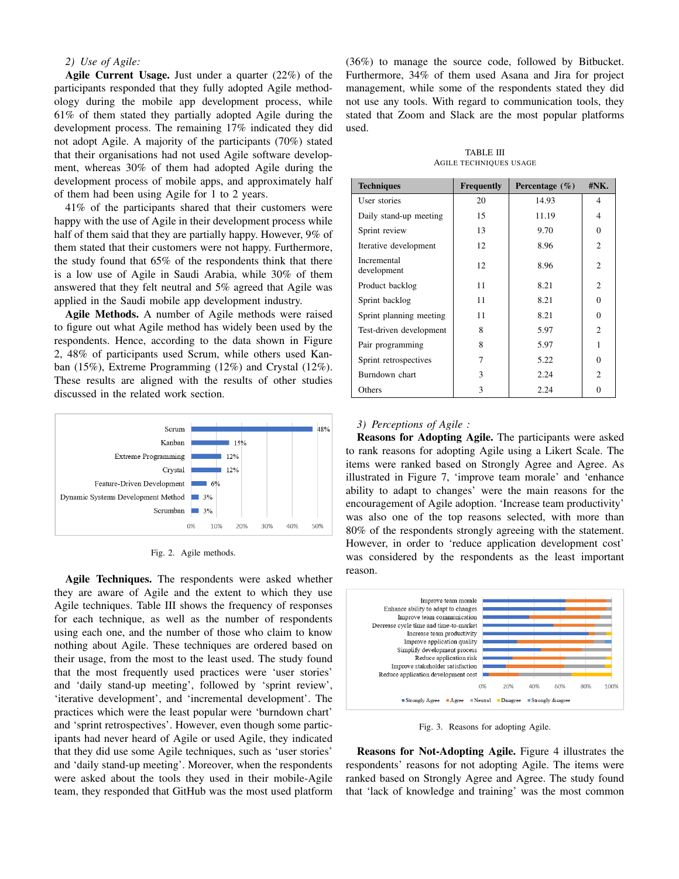*2) Use of Agile:*

**Agile Current Usage.** Just under a quarter (22%) of the participants responded that they fully adopted Agile methodology during the mobile app development process, while 61% of them stated they partially adopted Agile during the development process. The remaining 17% indicated they did not adopt Agile. A majority of the participants (70%) stated that their organisations had not used Agile software development, whereas 30% of them had adopted Agile during the development process of mobile apps, and approximately half of them had been using Agile for 1 to 2 years.

41% of the participants shared that their customers were happy with the use of Agile in their development process while half of them said that they are partially happy. However, 9% of them stated that their customers were not happy. Furthermore, the study found that 65% of the respondents think that there is a low use of Agile in Saudi Arabia, while 30% of them answered that they felt neutral and 5% agreed that Agile was applied in the Saudi mobile app development industry.

**Agile Methods.** A number of Agile methods were raised to figure out what Agile method has widely been used by the respondents. Hence, according to the data shown in Figure 2, 48% of participants used Scrum, while others used Kanban (15%), Extreme Programming (12%) and Crystal (12%). These results are aligned with the results of other studies discussed in the related work section.

Fig. 2. Agile methods.

**Agile Techniques.** The respondents were asked whether they are aware of Agile and the extent to which they use Agile techniques. Table III shows the frequency of responses for each technique, as well as the number of respondents using each one, and the number of those who claim to know nothing about Agile. These techniques are ordered based on their usage, from the most to the least used. The study found that the most frequently used practices were 'user stories' and 'daily stand-up meeting', followed by 'sprint review', 'iterative development', and 'incremental development'. The practices which were the least popular were 'burndown chart' and 'sprint retrospectives'. However, even though some participants had never heard of Agile or used Agile, they indicated that they did use some Agile techniques, such as 'user stories' and 'daily stand-up meeting'. Moreover, when the respondents were asked about the tools they used in their mobile-Agile team, they responded that GitHub was the most used platform (36%) to manage the source code, followed by Bitbucket. Furthermore, 34% of them used Asana and Jira for project management, while some of the respondents stated they did not use any tools. With regard to communication tools, they stated that Zoom and Slack are the most popular platforms used.

TABLE III
AGILE TECHNIQUES USAGE

| Techniques | Frequently | Percentage (%) | #NK. |
|---|---|---|---|
| User stories | 20 | 14.93 | 4 |
| Daily stand-up meeting | 15 | 11.19 | 4 |
| Sprint review | 13 | 9.70 | 0 |
| Iterative development | 12 | 8.96 | 2 |
| Incremental development | 12 | 8.96 | 2 |
| Product backlog | 11 | 8.21 | 2 |
| Sprint backlog | 11 | 8.21 | 0 |
| Sprint planning meeting | 11 | 8.21 | 0 |
| Test-driven development | 8 | 5.97 | 2 |
| Pair programming | 8 | 5.97 | 1 |
| Sprint retrospectives | 7 | 5.22 | 0 |
| Burndown chart | 3 | 2.24 | 2 |
| Others | 3 | 2.24 | 0 |

*3) Perceptions of Agile :*

**Reasons for Adopting Agile.** The participants were asked to rank reasons for adopting Agile using a Likert Scale. The items were ranked based on Strongly Agree and Agree. As illustrated in Figure 7, 'improve team morale' and 'enhance ability to adapt to changes' were the main reasons for the encouragement of Agile adoption. 'Increase team productivity' was also one of the top reasons selected, with more than 80% of the respondents strongly agreeing with the statement. However, in order to 'reduce application development cost' was considered by the respondents as the least important reason.

Fig. 3. Reasons for adopting Agile.

**Reasons for Not-Adopting Agile.** Figure 4 illustrates the respondents' reasons for not adopting Agile. The items were ranked based on Strongly Agree and Agree. The study found that 'lack of knowledge and training' was the most common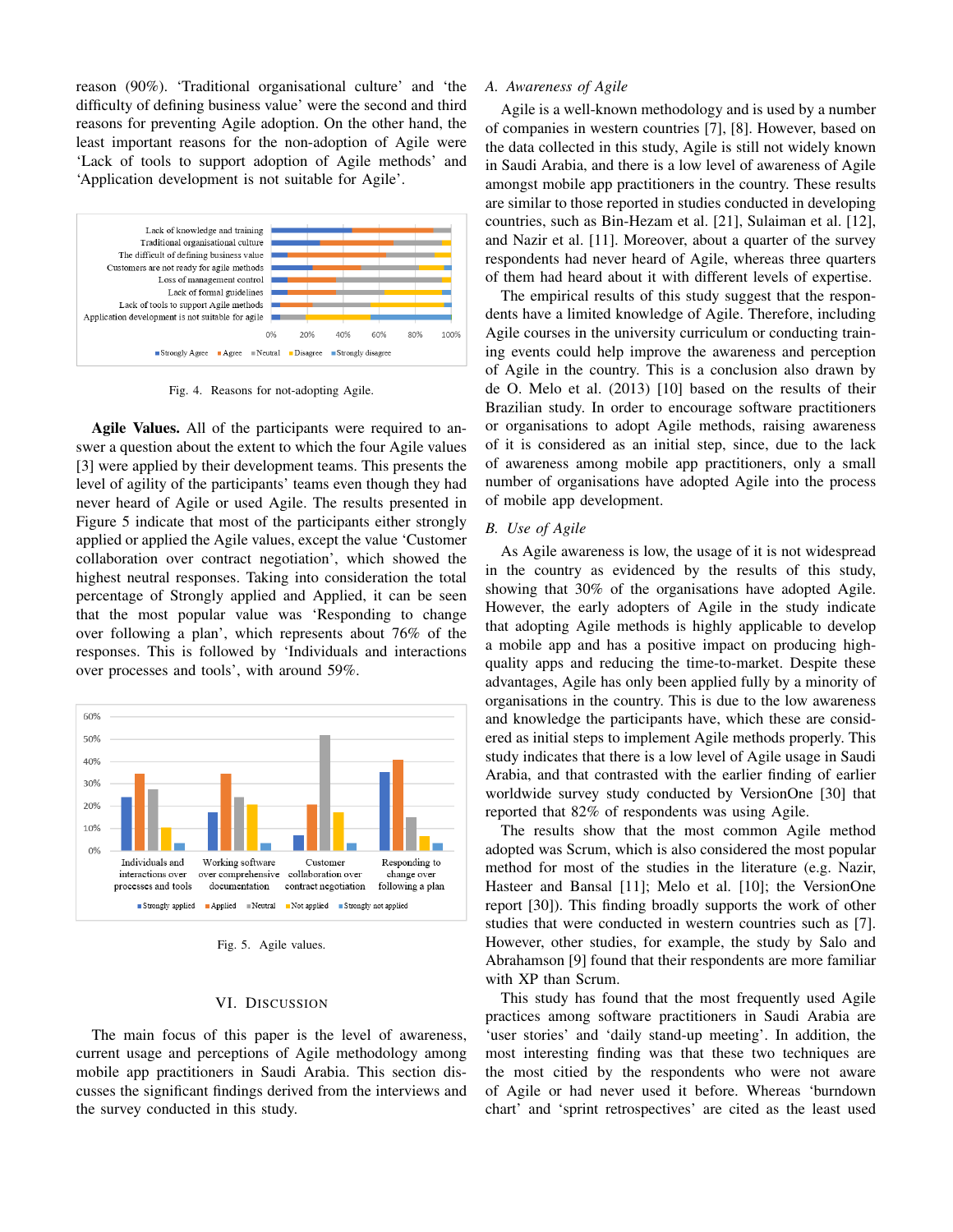reason (90%). 'Traditional organisational culture' and 'the difficulty of defining business value' were the second and third reasons for preventing Agile adoption. On the other hand, the least important reasons for the non-adoption of Agile were 'Lack of tools to support adoption of Agile methods' and 'Application development is not suitable for Agile'.

Fig. 4. Reasons for not-adopting Agile.

**Agile Values.** All of the participants were required to answer a question about the extent to which the four Agile values [3] were applied by their development teams. This presents the level of agility of the participants' teams even though they had never heard of Agile or used Agile. The results presented in Figure 5 indicate that most of the participants either strongly applied or applied the Agile values, except the value 'Customer collaboration over contract negotiation', which showed the highest neutral responses. Taking into consideration the total percentage of Strongly applied and Applied, it can be seen that the most popular value was 'Responding to change over following a plan', which represents about 76% of the responses. This is followed by 'Individuals and interactions over processes and tools', with around 59%.

Fig. 5. Agile values.

## VI. Discussion

The main focus of this paper is the level of awareness, current usage and perceptions of Agile methodology among mobile app practitioners in Saudi Arabia. This section discusses the significant findings derived from the interviews and the survey conducted in this study.

### A. Awareness of Agile

Agile is a well-known methodology and is used by a number of companies in western countries [7], [8]. However, based on the data collected in this study, Agile is still not widely known in Saudi Arabia, and there is a low level of awareness of Agile amongst mobile app practitioners in the country. These results are similar to those reported in studies conducted in developing countries, such as Bin-Hezam et al. [21], Sulaiman et al. [12], and Nazir et al. [11]. Moreover, about a quarter of the survey respondents had never heard of Agile, whereas three quarters of them had heard about it with different levels of expertise.

The empirical results of this study suggest that the respondents have a limited knowledge of Agile. Therefore, including Agile courses in the university curriculum or conducting training events could help improve the awareness and perception of Agile in the country. This is a conclusion also drawn by de O. Melo et al. (2013) [10] based on the results of their Brazilian study. In order to encourage software practitioners or organisations to adopt Agile methods, raising awareness of it is considered as an initial step, due to the lack of awareness among mobile app practitioners, only a small number of organisations have adopted Agile into the process of mobile app development.

### B. Use of Agile

As Agile awareness is low, the usage of it is not widespread in the country as evidenced by the results of this study, showing that 30% of the organisations have adopted Agile. However, the early adopters of Agile in the study indicate that adopting Agile methods is highly applicable to develop a mobile app and has a positive impact on producing high-quality apps and reducing the time-to-market. Despite these advantages, Agile has only been applied fully by a minority of organisations in the country. This is due to the low awareness and knowledge the participants have, which these are considered as initial steps to implement Agile methods properly. This study indicates that there is a low level of Agile usage in Saudi Arabia, and that contrasted with the earlier finding of earlier worldwide survey study conducted by VersionOne [30] that reported that 82% of respondents was using Agile.

The results show that the most common Agile method adopted was Scrum, which is also considered the most popular method for most of the studies in the literature (e.g. Nazir, Hasteer and Bansal [11]; Melo et al. [10]; the VersionOne report [30]). This finding broadly supports the work of other studies that were conducted in western countries such as [7]. However, other studies, for example, the study by Salo and Abrahamson [9] found that their respondents are more familiar with XP than Scrum.

This study has found that the most frequently used Agile practices among software practitioners in Saudi Arabia are 'user stories' and 'daily stand-up meeting'. In addition, the most interesting finding was that these two techniques are the most citied by the respondents who were not aware of Agile or had never used it before. Whereas 'burndown chart' and 'sprint retrospectives' are cited as the least used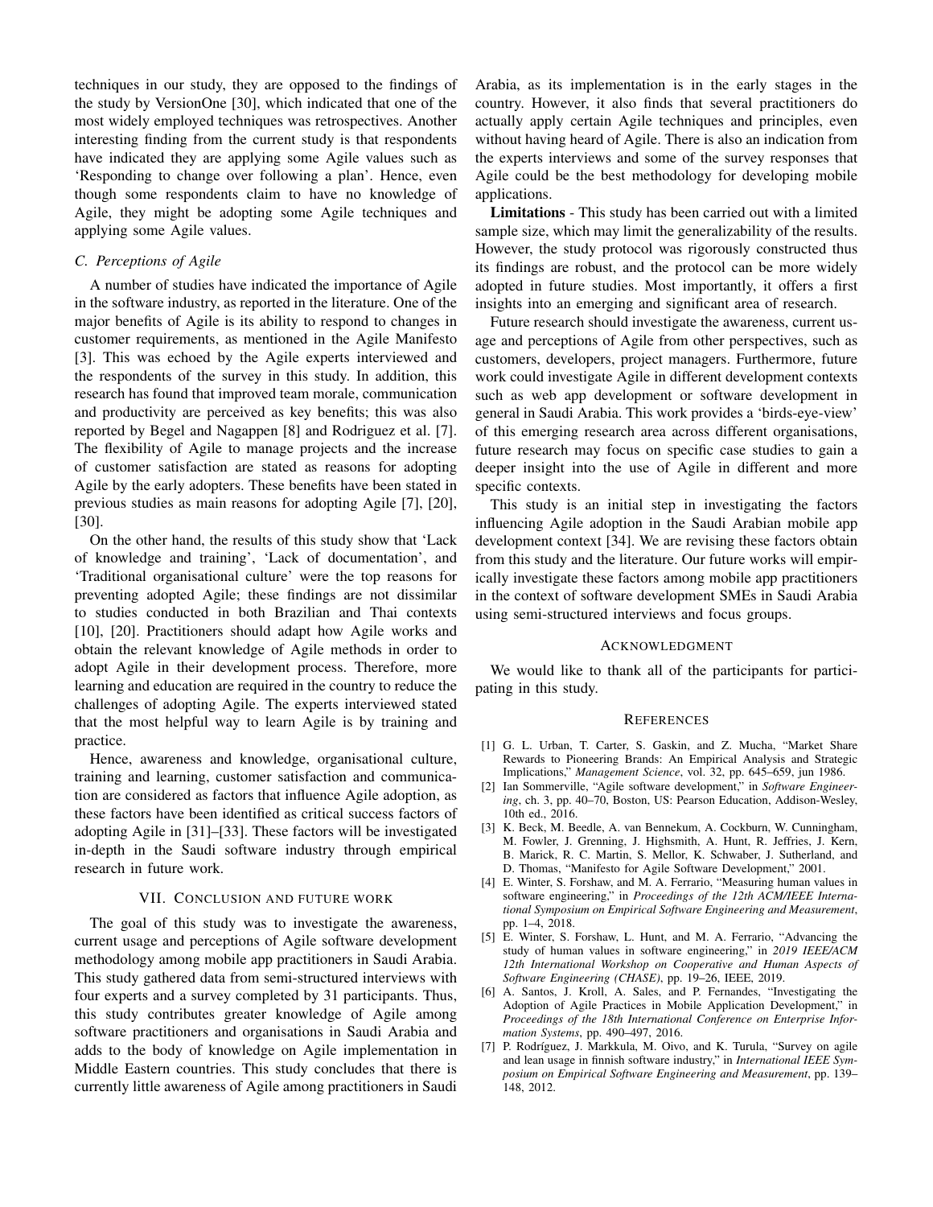techniques in our study, they are opposed to the findings of the study by VersionOne [30], which indicated that one of the most widely employed techniques was retrospectives. Another interesting finding from the current study is that respondents have indicated they are applying some Agile values such as 'Responding to change over following a plan'. Hence, even though some respondents claim to have no knowledge of Agile, they might be adopting some Agile techniques and applying some Agile values.

### C. Perceptions of Agile

A number of studies have indicated the importance of Agile in the software industry, as reported in the literature. One of the major benefits of Agile is its ability to respond to changes in customer requirements, as mentioned in the Agile Manifesto [3]. This was echoed by the Agile experts interviewed and the respondents of the survey in this study. In addition, this research has found that improved team morale, communication and productivity are perceived as key benefits; this was also reported by Begel and Nagappen [8] and Rodriguez et al. [7]. The flexibility of Agile to manage projects and the increase of customer satisfaction are stated as reasons for adopting Agile by the early adopters. These benefits have been stated in previous studies as main reasons for adopting Agile [7], [20], [30].

On the other hand, the results of this study show that 'Lack of knowledge and training', 'Lack of documentation', and 'Traditional organisational culture' were the top reasons for preventing adopted Agile; these findings are not dissimilar to studies conducted in both Brazilian and Thai contexts [10], [20]. Practitioners should adapt how Agile works and obtain the relevant knowledge of Agile methods in order to adopt Agile in their development process. Therefore, more learning and education are required in the country to reduce the challenges of adopting Agile. The experts interviewed stated that the most helpful way to learn Agile is by training and practice.

Hence, awareness and knowledge, organisational culture, training and learning, customer satisfaction and communication are considered as factors that influence Agile adoption, as these factors have been identified as critical success factors of adopting Agile in [31]–[33]. These factors will be investigated in-depth in the Saudi software industry through empirical research in future work.

## VII. Conclusion and Future Work

The goal of this study was to investigate the awareness, current usage and perceptions of Agile software development methodology among mobile app practitioners in Saudi Arabia. This study gathered data from semi-structured interviews with four experts and a survey completed by 31 participants. Thus, this study contributes greater knowledge of Agile among software practitioners and organisations in Saudi Arabia and adds to the body of knowledge on Agile implementation in Middle Eastern countries. This study concludes that there is currently little awareness of Agile among practitioners in Saudi Arabia, as its implementation is in the early stages in the country. However, it also finds that several practitioners do actually apply certain Agile techniques and principles, even without having heard of Agile. There is also an indication from the experts interviews and some of the survey responses that Agile could be the best methodology for developing mobile applications.

**Limitations** - This study has been carried out with a limited sample size, which may limit the generalizability of the results. However, the study protocol was rigorously constructed thus its findings are robust, and the protocol can be more widely adopted in future studies. Most importantly, it offers a first insights into an emerging and significant area of research.

Future research should investigate the awareness, current usage and perceptions of Agile from other perspectives, such as customers, developers, project managers. Furthermore, future work could investigate Agile in different development contexts such as web app development or software development in general in Saudi Arabia. This work provides a 'birds-eye-view' of this emerging research area across different organisations, future research may focus on specific case studies to gain a deeper insight into the use of Agile in different and more specific contexts.

This study is an initial step in investigating the factors influencing Agile adoption in the Saudi Arabian mobile app development context [34]. We are revising these factors obtain from this study and the literature. Our future works will empirically investigate these factors among mobile app practitioners in the context of software development SMEs in Saudi Arabia using semi-structured interviews and focus groups.

## Acknowledgment

We would like to thank all of the participants for participating in this study.

## References

[1] G. L. Urban, T. Carter, S. Gaskin, and Z. Mucha, "Market Share Rewards to Pioneering Brands: An Empirical Analysis and Strategic Implications," *Management Science*, vol. 32, pp. 645–659, jun 1986.

[2] Ian Sommerville, "Agile software development," in *Software Engineering*, ch. 3, pp. 40–70, Boston, US: Pearson Education, Addison-Wesley, 10th ed., 2016.

[3] K. Beck, M. Beedle, A. van Bennekum, A. Cockburn, W. Cunningham, M. Fowler, J. Grenning, J. Highsmith, A. Hunt, R. Jeffries, J. Kern, B. Marick, R. C. Martin, S. Mellor, K. Schwaber, J. Sutherland, and D. Thomas, "Manifesto for Agile Software Development," 2001.

[4] E. Winter, S. Forshaw, and M. A. Ferrario, "Measuring human values in software engineering," in *Proceedings of the 12th ACM/IEEE International Symposium on Empirical Software Engineering and Measurement*, pp. 1–4, 2018.

[5] E. Winter, S. Forshaw, L. Hunt, and M. A. Ferrario, "Advancing the study of human values in software engineering," in *2019 IEEE/ACM 12th International Workshop on Cooperative and Human Aspects of Software Engineering (CHASE)*, pp. 19–26, IEEE, 2019.

[6] A. Santos, J. Kroll, A. Sales, and P. Fernandes, "Investigating the Adoption of Agile Practices in Mobile Application Development," in *Proceedings of the 18th International Conference on Enterprise Information Systems*, pp. 490–497, 2016.

[7] P. Rodríguez, J. Markkula, M. Oivo, and K. Turula, "Survey on agile and lean usage in finnish software industry," in *International IEEE Symposium on Empirical Software Engineering and Measurement*, pp. 139–148, 2012.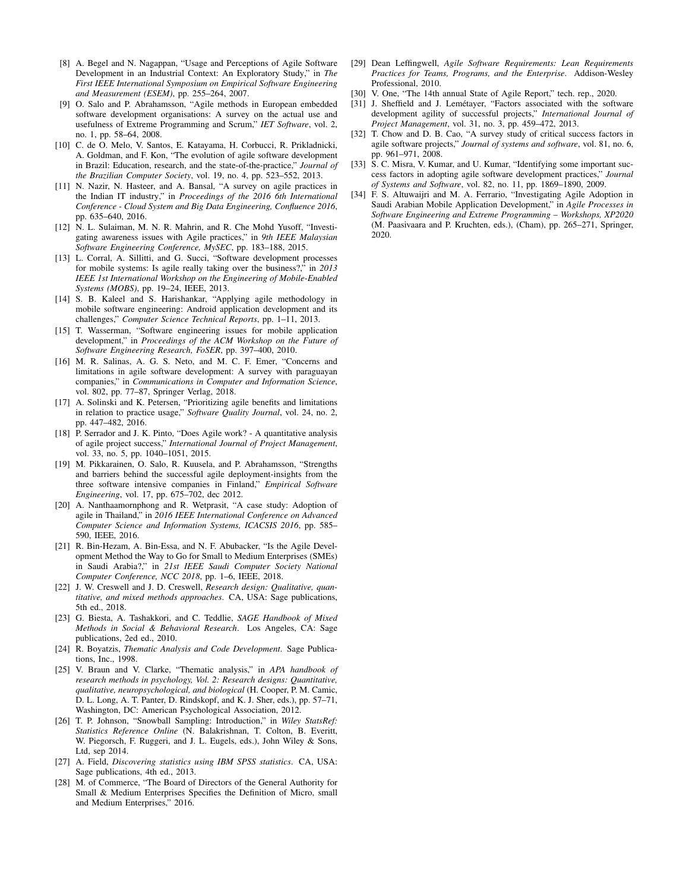[8] A. Begel and N. Nagappan, “Usage and Perceptions of Agile Software Development in an Industrial Context: An Exploratory Study,” in *The First IEEE International Symposium on Empirical Software Engineering and Measurement (ESEM)*, pp. 255–264, 2007.

[9] O. Salo and P. Abrahamsson, “Agile methods in European embedded software development organisations: A survey on the actual use and usefulness of Extreme Programming and Scrum,” *IET Software*, vol. 2, no. 1, pp. 58–64, 2008.

[10] C. de O. Melo, V. Santos, E. Katayama, H. Corbucci, R. Prikladnicki, A. Goldman, and F. Kon, “The evolution of agile software development in Brazil: Education, research, and the state-of-the-practice,” *Journal of the Brazilian Computer Society*, vol. 19, no. 4, pp. 523–552, 2013.

[11] N. Nazir, N. Hasteer, and A. Bansal, “A survey on agile practices in the Indian IT industry,” in *Proceedings of the 2016 6th International Conference - Cloud System and Big Data Engineering, Confluence 2016*, pp. 635–640, 2016.

[12] N. L. Sulaiman, M. N. R. Mahrin, and R. Che Mohd Yusoff, “Investigating awareness issues with Agile practices,” in *9th IEEE Malaysian Software Engineering Conference, MySEC*, pp. 183–188, 2015.

[13] L. Corral, A. Sillitti, and G. Succi, “Software development processes for mobile systems: Is agile really taking over the business?,” in *2013 IEEE 1st International Workshop on the Engineering of Mobile-Enabled Systems (MOBS)*, pp. 19–24, IEEE, 2013.

[14] S. B. Kaleel and S. Harishankar, “Applying agile methodology in mobile software engineering: Android application development and its challenges,” *Computer Science Technical Reports*, pp. 1–11, 2013.

[15] T. Wasserman, “Software engineering issues for mobile application development,” in *Proceedings of the ACM Workshop on the Future of Software Engineering Research, FoSER*, pp. 397–400, 2010.

[16] M. R. Salinas, A. G. S. Neto, and M. C. F. Emer, “Concerns and limitations in agile software development: A survey with paraguayan companies,” in *Communications in Computer and Information Science*, vol. 802, pp. 77–87, Springer Verlag, 2018.

[17] A. Solinski and K. Petersen, “Prioritizing agile benefits and limitations in relation to practice usage,” *Software Quality Journal*, vol. 24, no. 2, pp. 447–482, 2016.

[18] P. Serrador and J. K. Pinto, “Does Agile work? - A quantitative analysis of agile project success,” *International Journal of Project Management*, vol. 33, no. 5, pp. 1040–1051, 2015.

[19] M. Pikkarainen, O. Salo, R. Kuusela, and P. Abrahamsson, “Strengths and barriers behind the successful agile deployment-insights from the three software intensive companies in Finland,” *Empirical Software Engineering*, vol. 17, pp. 675–702, dec 2012.

[20] A. Nanthaamornphong and R. Wetprasit, “A case study: Adoption of agile in Thailand,” in *2016 IEEE International Conference on Advanced Computer Science and Information Systems, ICACSIS 2016*, pp. 585–590, IEEE, 2016.

[21] R. Bin-Hezam, A. Bin-Essa, and N. F. Abubacker, “Is the Agile Development Method the Way to Go for Small to Medium Enterprises (SMEs) in Saudi Arabia?,” in *21st IEEE Saudi Computer Society National Computer Conference, NCC 2018*, pp. 1–6, IEEE, 2018.

[22] J. W. Creswell and J. D. Creswell, *Research design: Qualitative, quantitative, and mixed methods approaches*. CA, USA: Sage publications, 5th ed., 2018.

[23] G. Biesta, A. Tashakkori, and C. Teddlie, *SAGE Handbook of Mixed Methods in Social & Behavioral Research*. Los Angeles, CA: Sage publications, 2ed ed., 2010.

[24] R. Boyatzis, *Thematic Analysis and Code Development*. Sage Publications, Inc., 1998.

[25] V. Braun and V. Clarke, “Thematic analysis,” in *APA handbook of research methods in psychology, Vol. 2: Research designs: Quantitative, qualitative, neuropsychological, and biological* (H. Cooper, P. M. Camic, D. L. Long, A. T. Panter, D. Rindskopf, and K. J. Sher, eds.), pp. 57–71, Washington, DC: American Psychological Association, 2012.

[26] T. P. Johnson, “Snowball Sampling: Introduction,” in *Wiley StatsRef: Statistics Reference Online* (N. Balakrishnan, T. Colton, B. Everitt, W. Piegorsch, F. Ruggeri, and J. L. Eugels, eds.), John Wiley & Sons, Ltd, sep 2014.

[27] A. Field, *Discovering statistics using IBM SPSS statistics*. CA, USA: Sage publications, 4th ed., 2013.

[28] M. of Commerce, “The Board of Directors of the General Authority for Small & Medium Enterprises Specifies the Definition of Micro, small and Medium Enterprises,” 2016.

[29] Dean Leffingwell, *Agile Software Requirements: Lean Requirements Practices for Teams, Programs, and the Enterprise*. Addison-Wesley Professional, 2010.

[30] V. One, “The 14th annual State of Agile Report,” tech. rep., 2020.

[31] J. Sheffield and J. Lemétayer, “Factors associated with the software development agility of successful projects,” *International Journal of Project Management*, vol. 31, no. 3, pp. 459–472, 2013.

[32] T. Chow and D. B. Cao, “A survey study of critical success factors in agile software projects,” *Journal of systems and software*, vol. 81, no. 6, pp. 961–971, 2008.

[33] S. C. Misra, V. Kumar, and U. Kumar, “Identifying some important success factors in adopting agile software development practices,” *Journal of Systems and Software*, vol. 82, no. 11, pp. 1869–1890, 2009.

[34] F. S. Altuwaijri and M. A. Ferrario, “Investigating Agile Adoption in Saudi Arabian Mobile Application Development,” in *Agile Processes in Software Engineering and Extreme Programming – Workshops, XP2020* (M. Paasivaara and P. Kruchten, eds.), (Cham), pp. 265–271, Springer, 2020.